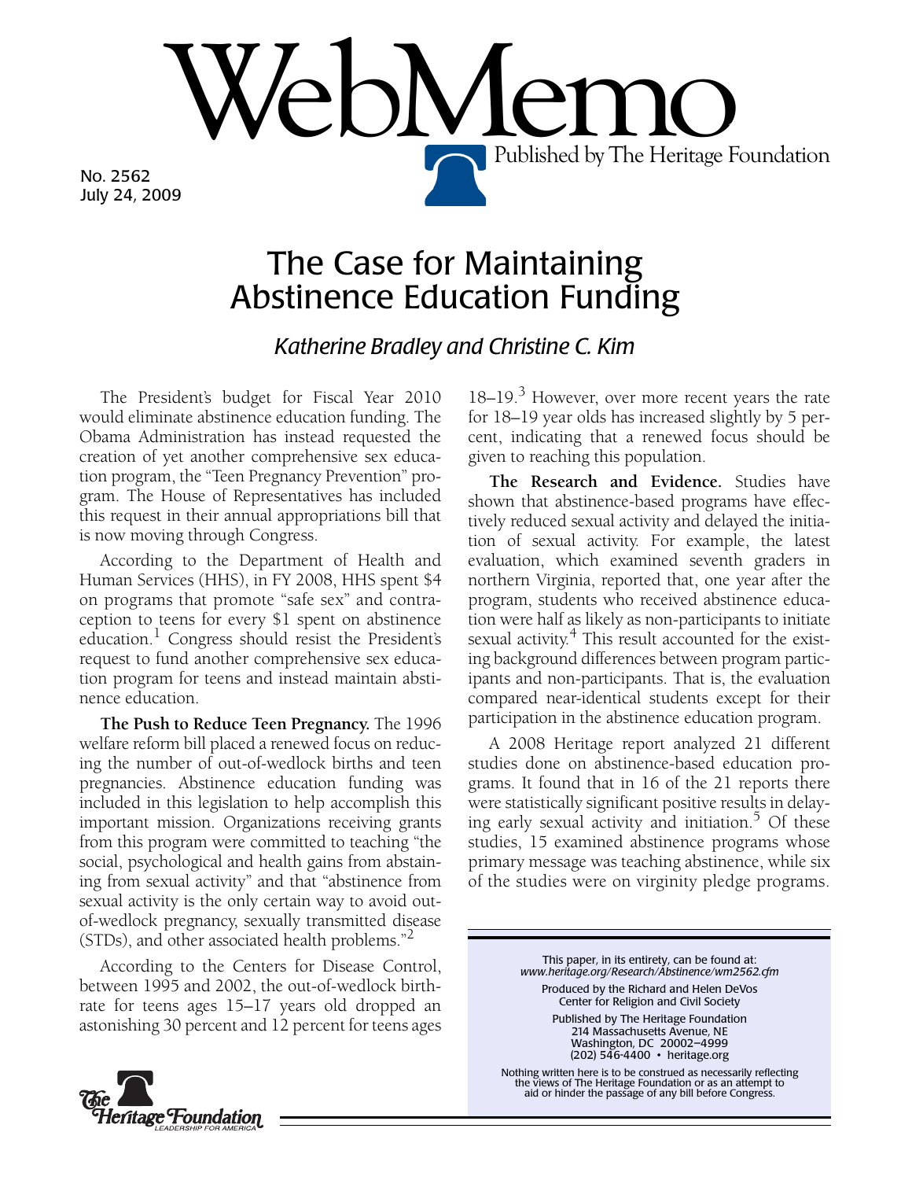# WebMemo

Published by The Heritage Foundation

No. 2562
July 24, 2009

## The Case for Maintaining Abstinence Education Funding

*Katherine Bradley and Christine C. Kim*

The President's budget for Fiscal Year 2010 would eliminate abstinence education funding. The Obama Administration has instead requested the creation of yet another comprehensive sex education program, the "Teen Pregnancy Prevention" program. The House of Representatives has included this request in their annual appropriations bill that is now moving through Congress.

According to the Department of Health and Human Services (HHS), in FY 2008, HHS spent $4 on programs that promote "safe sex" and contraception to teens for every $1 spent on abstinence education.[1] Congress should resist the President's request to fund another comprehensive sex education program for teens and instead maintain abstinence education.

**The Push to Reduce Teen Pregnancy.** The 1996 welfare reform bill placed a renewed focus on reducing the number of out-of-wedlock births and teen pregnancies. Abstinence education funding was included in this legislation to help accomplish this important mission. Organizations receiving grants from this program were committed to teaching "the social, psychological and health gains from abstaining from sexual activity" and that "abstinence from sexual activity is the only certain way to avoid out-of-wedlock pregnancy, sexually transmitted disease (STDs), and other associated health problems."[2]

According to the Centers for Disease Control, between 1995 and 2002, the out-of-wedlock birthrate for teens ages 15–17 years old dropped an astonishing 30 percent and 12 percent for teens ages 18–19.[3] However, over more recent years the rate for 18–19 year olds has increased slightly by 5 percent, indicating that a renewed focus should be given to reaching this population.

**The Research and Evidence.** Studies have shown that abstinence-based programs have effectively reduced sexual activity and delayed the initiation of sexual activity. For example, the latest evaluation, which examined seventh graders in northern Virginia, reported that, one year after the program, students who received abstinence education were half as likely as non-participants to initiate sexual activity.[4] This result accounted for the existing background differences between program participants and non-participants. That is, the evaluation compared near-identical students except for their participation in the abstinence education program.

A 2008 Heritage report analyzed 21 different studies done on abstinence-based education programs. It found that in 16 of the 21 reports there were statistically significant positive results in delaying early sexual activity and initiation.[5] Of these studies, 15 examined abstinence programs whose primary message was teaching abstinence, while six of the studies were on virginity pledge programs.

This paper, in its entirety, can be found at:
*www.heritage.org/Research/Abstinence/wm2562.cfm*

Produced by the Richard and Helen DeVos Center for Religion and Civil Society

Published by The Heritage Foundation
214 Massachusetts Avenue, NE
Washington, DC 20002–4999
(202) 546-4400 • heritage.org

Nothing written here is to be construed as necessarily reflecting the views of The Heritage Foundation or as an attempt to aid or hinder the passage of any bill before Congress.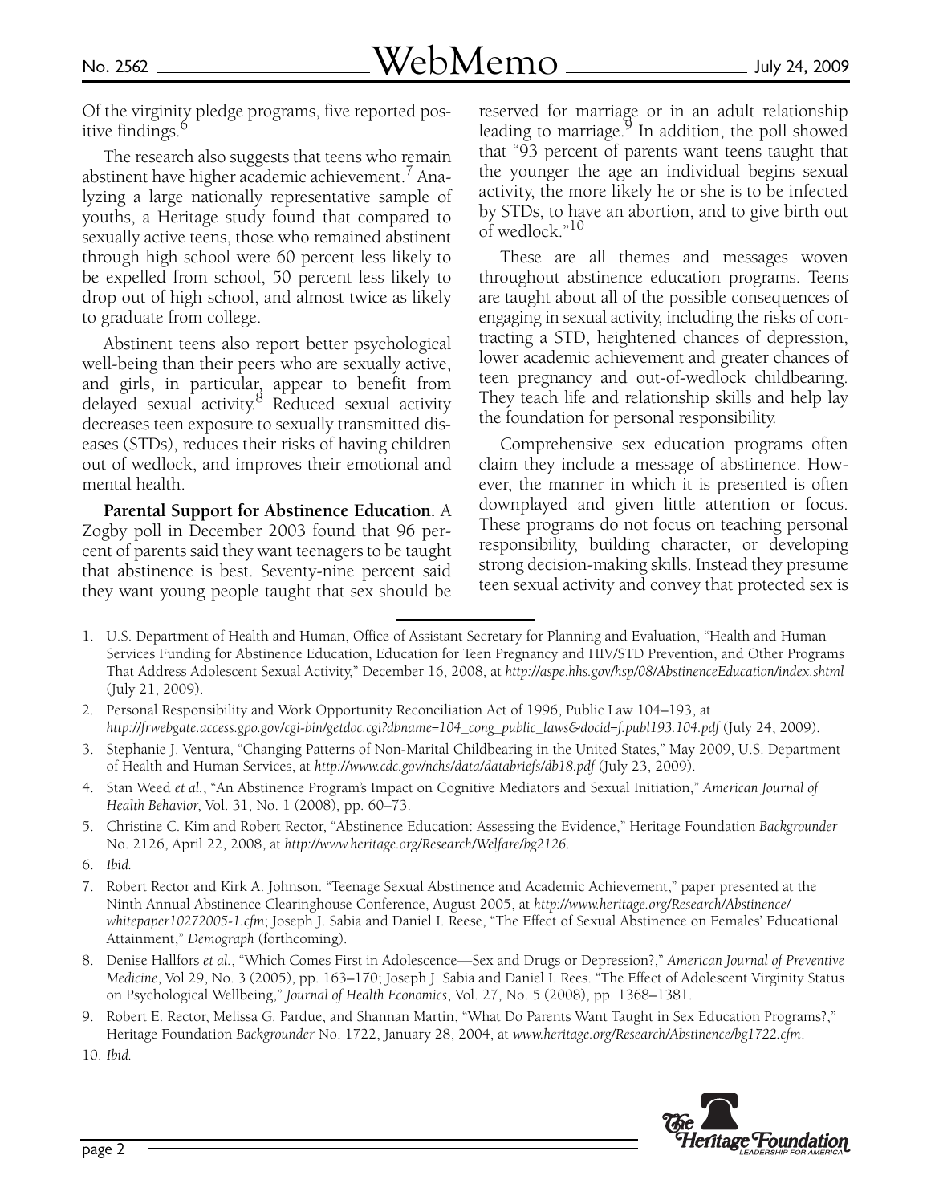Of the virginity pledge programs, five reported positive findings.[6]

The research also suggests that teens who remain abstinent have higher academic achievement.[7] Analyzing a large nationally representative sample of youths, a Heritage study found that compared to sexually active teens, those who remained abstinent through high school were 60 percent less likely to be expelled from school, 50 percent less likely to drop out of high school, and almost twice as likely to graduate from college.

Abstinent teens also report better psychological well-being than their peers who are sexually active, and girls, in particular, appear to benefit from delayed sexual activity.[8] Reduced sexual activity decreases teen exposure to sexually transmitted diseases (STDs), reduces their risks of having children out of wedlock, and improves their emotional and mental health.

**Parental Support for Abstinence Education.** A Zogby poll in December 2003 found that 96 percent of parents said they want teenagers to be taught that abstinence is best. Seventy-nine percent said they want young people taught that sex should be reserved for marriage or in an adult relationship leading to marriage.[9] In addition, the poll showed that "93 percent of parents want teens taught that the younger the age an individual begins sexual activity, the more likely he or she is to be infected by STDs, to have an abortion, and to give birth out of wedlock."[10]

These are all themes and messages woven throughout abstinence education programs. Teens are taught about all of the possible consequences of engaging in sexual activity, including the risks of contracting a STD, heightened chances of depression, lower academic achievement and greater chances of teen pregnancy and out-of-wedlock childbearing. They teach life and relationship skills and help lay the foundation for personal responsibility.

Comprehensive sex education programs often claim they include a message of abstinence. However, the manner in which it is presented is often downplayed and given little attention or focus. These programs do not focus on teaching personal responsibility, building character, or developing strong decision-making skills. Instead they presume teen sexual activity and convey that protected sex is

---

1. U.S. Department of Health and Human, Office of Assistant Secretary for Planning and Evaluation, "Health and Human Services Funding for Abstinence Education, Education for Teen Pregnancy and HIV/STD Prevention, and Other Programs That Address Adolescent Sexual Activity," December 16, 2008, at *http://aspe.hhs.gov/hsp/08/AbstinenceEducation/index.shtml* (July 21, 2009).
2. Personal Responsibility and Work Opportunity Reconciliation Act of 1996, Public Law 104–193, at *http://frwebgate.access.gpo.gov/cgi-bin/getdoc.cgi?dbname=104_cong_public_laws&docid=f:publ193.104.pdf* (July 24, 2009).
3. Stephanie J. Ventura, "Changing Patterns of Non-Marital Childbearing in the United States," May 2009, U.S. Department of Health and Human Services, at *http://www.cdc.gov/nchs/data/databriefs/db18.pdf* (July 23, 2009).
4. Stan Weed *et al.*, "An Abstinence Program's Impact on Cognitive Mediators and Sexual Initiation," *American Journal of Health Behavior*, Vol. 31, No. 1 (2008), pp. 60–73.
5. Christine C. Kim and Robert Rector, "Abstinence Education: Assessing the Evidence," Heritage Foundation *Backgrounder* No. 2126, April 22, 2008, at *http://www.heritage.org/Research/Welfare/bg2126*.
6. *Ibid.*
7. Robert Rector and Kirk A. Johnson. "Teenage Sexual Abstinence and Academic Achievement," paper presented at the Ninth Annual Abstinence Clearinghouse Conference, August 2005, at *http://www.heritage.org/Research/Abstinence/whitepaper10272005-1.cfm*; Joseph J. Sabia and Daniel I. Reese, "The Effect of Sexual Abstinence on Females' Educational Attainment," *Demograph* (forthcoming).
8. Denise Hallfors *et al.*, "Which Comes First in Adolescence—Sex and Drugs or Depression?," *American Journal of Preventive Medicine*, Vol 29, No. 3 (2005), pp. 163–170; Joseph J. Sabia and Daniel I. Rees. "The Effect of Adolescent Virginity Status on Psychological Wellbeing," *Journal of Health Economics*, Vol. 27, No. 5 (2008), pp. 1368–1381.
9. Robert E. Rector, Melissa G. Pardue, and Shannan Martin, "What Do Parents Want Taught in Sex Education Programs?," Heritage Foundation *Backgrounder* No. 1722, January 28, 2004, at *www.heritage.org/Research/Abstinence/bg1722.cfm*.
10. *Ibid.*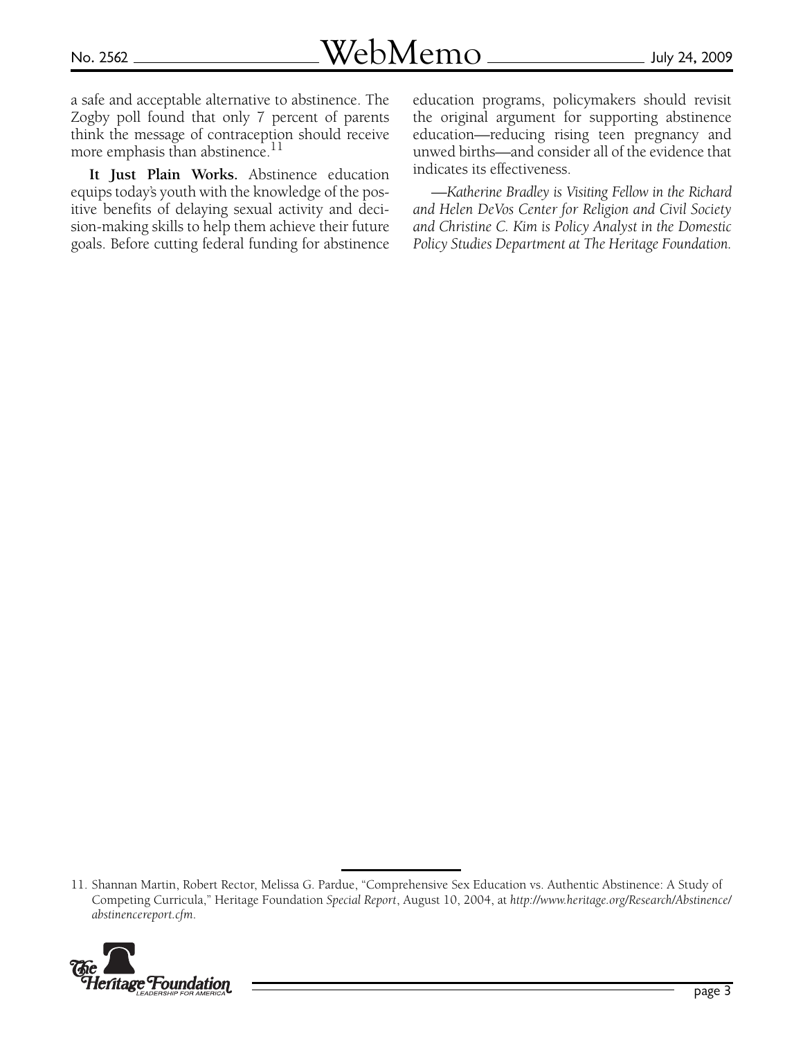a safe and acceptable alternative to abstinence. The Zogby poll found that only 7 percent of parents think the message of contraception should receive more emphasis than abstinence.[11]

**It Just Plain Works.** Abstinence education equips today's youth with the knowledge of the positive benefits of delaying sexual activity and decision-making skills to help them achieve their future goals. Before cutting federal funding for abstinence education programs, policymakers should revisit the original argument for supporting abstinence education—reducing rising teen pregnancy and unwed births—and consider all of the evidence that indicates its effectiveness.

*—Katherine Bradley is Visiting Fellow in the Richard and Helen DeVos Center for Religion and Civil Society and Christine C. Kim is Policy Analyst in the Domestic Policy Studies Department at The Heritage Foundation.*

---

11. Shannan Martin, Robert Rector, Melissa G. Pardue, "Comprehensive Sex Education vs. Authentic Abstinence: A Study of Competing Curricula," Heritage Foundation *Special Report*, August 10, 2004, at *http://www.heritage.org/Research/Abstinence/abstinencereport.cfm*.